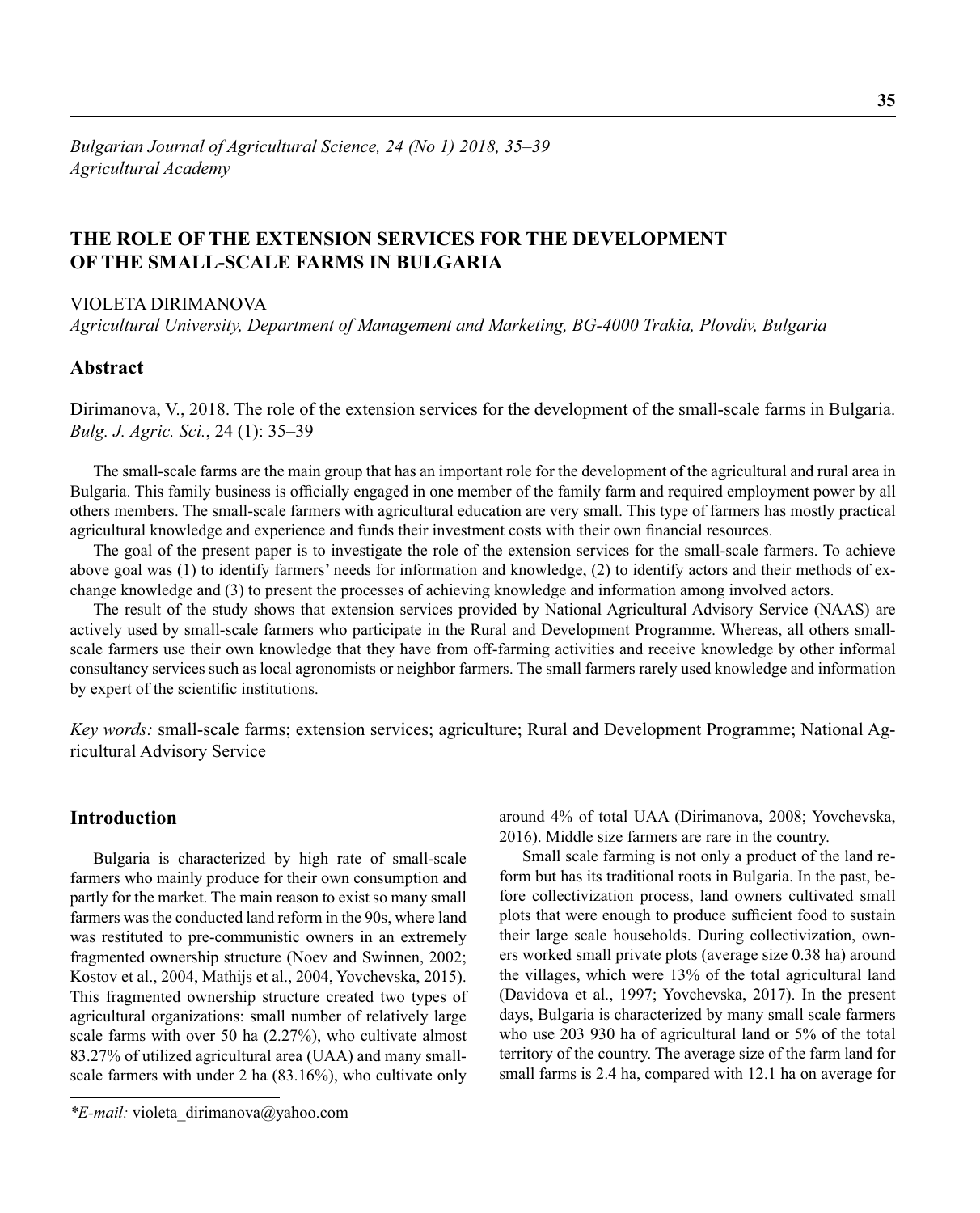*Bulgarian Journal of Agricultural Science, 24 (No 1) 2018, 35–39*
*Agricultural Academy*

# THE ROLE OF THE EXTENSION SERVICES FOR THE DEVELOPMENT OF THE SMALL-SCALE FARMS IN BULGARIA

VIOLETA DIRIMANOVA

*Agricultural University, Department of Management and Marketing, BG-4000 Trakia, Plovdiv, Bulgaria*

## Abstract

Dirimanova, V., 2018. The role of the extension services for the development of the small-scale farms in Bulgaria. *Bulg. J. Agric. Sci.*, 24 (1): 35–39

The small-scale farms are the main group that has an important role for the development of the agricultural and rural area in Bulgaria. This family business is officially engaged in one member of the family farm and required employment power by all others members. The small-scale farmers with agricultural education are very small. This type of farmers has mostly practical agricultural knowledge and experience and funds their investment costs with their own financial resources.

The goal of the present paper is to investigate the role of the extension services for the small-scale farmers. To achieve above goal was (1) to identify farmers' needs for information and knowledge, (2) to identify actors and their methods of exchange knowledge and (3) to present the processes of achieving knowledge and information among involved actors.

The result of the study shows that extension services provided by National Agricultural Advisory Service (NAAS) are actively used by small-scale farmers who participate in the Rural and Development Programme. Whereas, all others small-scale farmers use their own knowledge that they have from off-farming activities and receive knowledge by other informal consultancy services such as local agronomists or neighbor farmers. The small farmers rarely used knowledge and information by expert of the scientific institutions.

*Key words:* small-scale farms; extension services; agriculture; Rural and Development Programme; National Agricultural Advisory Service

## Introduction

Bulgaria is characterized by high rate of small-scale farmers who mainly produce for their own consumption and partly for the market. The main reason to exist so many small farmers was the conducted land reform in the 90s, where land was restituted to pre-communistic owners in an extremely fragmented ownership structure (Noev and Swinnen, 2002; Kostov et al., 2004, Mathijs et al., 2004, Yovchevska, 2015). This fragmented ownership structure created two types of agricultural organizations: small number of relatively large scale farms with over 50 ha (2.27%), who cultivate almost 83.27% of utilized agricultural area (UAA) and many small-scale farmers with under 2 ha (83.16%), who cultivate only around 4% of total UAA (Dirimanova, 2008; Yovchevska, 2016). Middle size farmers are rare in the country.

Small scale farming is not only a product of the land reform but has its traditional roots in Bulgaria. In the past, before collectivization process, land owners cultivated small plots that were enough to produce sufficient food to sustain their large scale households. During collectivization, owners worked small private plots (average size 0.38 ha) around the villages, which were 13% of the total agricultural land (Davidova et al., 1997; Yovchevska, 2017). In the present days, Bulgaria is characterized by many small scale farmers who use 203 930 ha of agricultural land or 5% of the total territory of the country. The average size of the farm land for small farms is 2.4 ha, compared with 12.1 ha on average for

*\*E-mail:* violeta_dirimanova@yahoo.com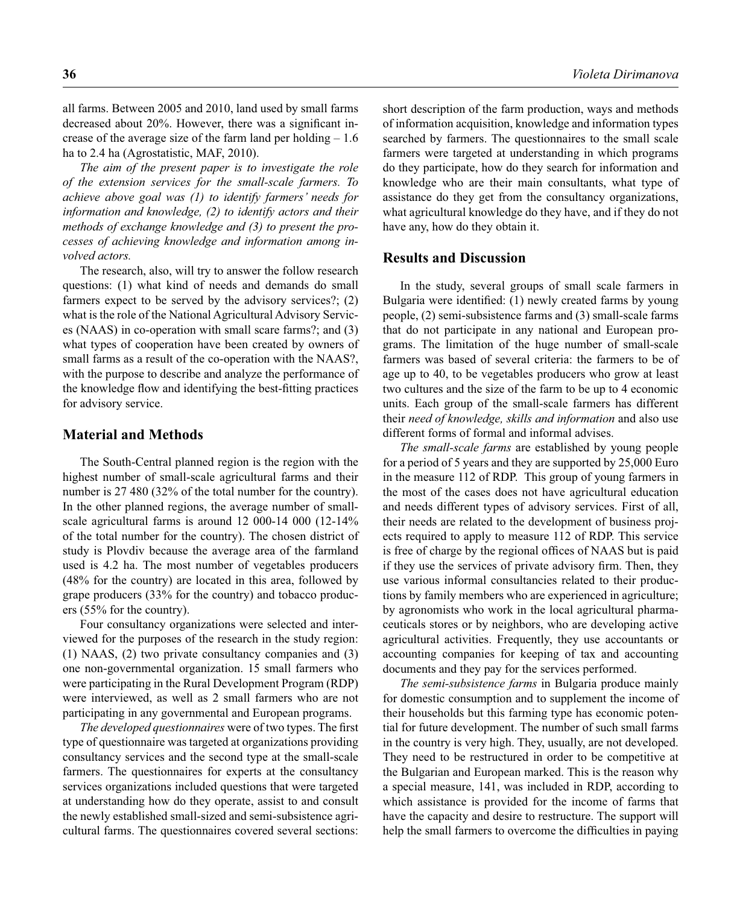all farms. Between 2005 and 2010, land used by small farms decreased about 20%. However, there was a significant increase of the average size of the farm land per holding – 1.6 ha to 2.4 ha (Agrostatistic, MAF, 2010).

*The aim of the present paper is to investigate the role of the extension services for the small-scale farmers. To achieve above goal was (1) to identify farmers' needs for information and knowledge, (2) to identify actors and their methods of exchange knowledge and (3) to present the processes of achieving knowledge and information among involved actors.*

The research, also, will try to answer the follow research questions: (1) what kind of needs and demands do small farmers expect to be served by the advisory services?; (2) what is the role of the National Agricultural Advisory Services (NAAS) in co-operation with small scare farms?; and (3) what types of cooperation have been created by owners of small farms as a result of the co-operation with the NAAS?, with the purpose to describe and analyze the performance of the knowledge flow and identifying the best-fitting practices for advisory service.

## Material and Methods

The South-Central planned region is the region with the highest number of small-scale agricultural farms and their number is 27 480 (32% of the total number for the country). In the other planned regions, the average number of small-scale agricultural farms is around 12 000-14 000 (12-14% of the total number for the country). The chosen district of study is Plovdiv because the average area of the farmland used is 4.2 ha. The most number of vegetables producers (48% for the country) are located in this area, followed by grape producers (33% for the country) and tobacco producers (55% for the country).

Four consultancy organizations were selected and interviewed for the purposes of the research in the study region: (1) NAAS, (2) two private consultancy companies and (3) one non-governmental organization. 15 small farmers who were participating in the Rural Development Program (RDP) were interviewed, as well as 2 small farmers who are not participating in any governmental and European programs.

*The developed questionnaires* were of two types. The first type of questionnaire was targeted at organizations providing consultancy services and the second type at the small-scale farmers. The questionnaires for experts at the consultancy services organizations included questions that were targeted at understanding how do they operate, assist to and consult the newly established small-sized and semi-subsistence agricultural farms. The questionnaires covered several sections: short description of the farm production, ways and methods of information acquisition, knowledge and information types searched by farmers. The questionnaires to the small scale farmers were targeted at understanding in which programs do they participate, how do they search for information and knowledge who are their main consultants, what type of assistance do they get from the consultancy organizations, what agricultural knowledge do they have, and if they do not have any, how do they obtain it.

## Results and Discussion

In the study, several groups of small scale farmers in Bulgaria were identified: (1) newly created farms by young people, (2) semi-subsistence farms and (3) small-scale farms that do not participate in any national and European programs. The limitation of the huge number of small-scale farmers was based of several criteria: the farmers to be of age up to 40, to be vegetables producers who grow at least two cultures and the size of the farm to be up to 4 economic units. Each group of the small-scale farmers has different their *need of knowledge, skills and information* and also use different forms of formal and informal advises.

*The small-scale farms* are established by young people for a period of 5 years and they are supported by 25,000 Euro in the measure 112 of RDP. This group of young farmers in the most of the cases does not have agricultural education and needs different types of advisory services. First of all, their needs are related to the development of business projects required to apply to measure 112 of RDP. This service is free of charge by the regional offices of NAAS but is paid if they use the services of private advisory firm. Then, they use various informal consultancies related to their productions by family members who are experienced in agriculture; by agronomists who work in the local agricultural pharmaceuticals stores or by neighbors, who are developing active agricultural activities. Frequently, they use accountants or accounting companies for keeping of tax and accounting documents and they pay for the services performed.

*The semi-subsistence farms* in Bulgaria produce mainly for domestic consumption and to supplement the income of their households but this farming type has economic potential for future development. The number of such small farms in the country is very high. They, usually, are not developed. They need to be restructured in order to be competitive at the Bulgarian and European marked. This is the reason why a special measure, 141, was included in RDP, according to which assistance is provided for the income of farms that have the capacity and desire to restructure. The support will help the small farmers to overcome the difficulties in paying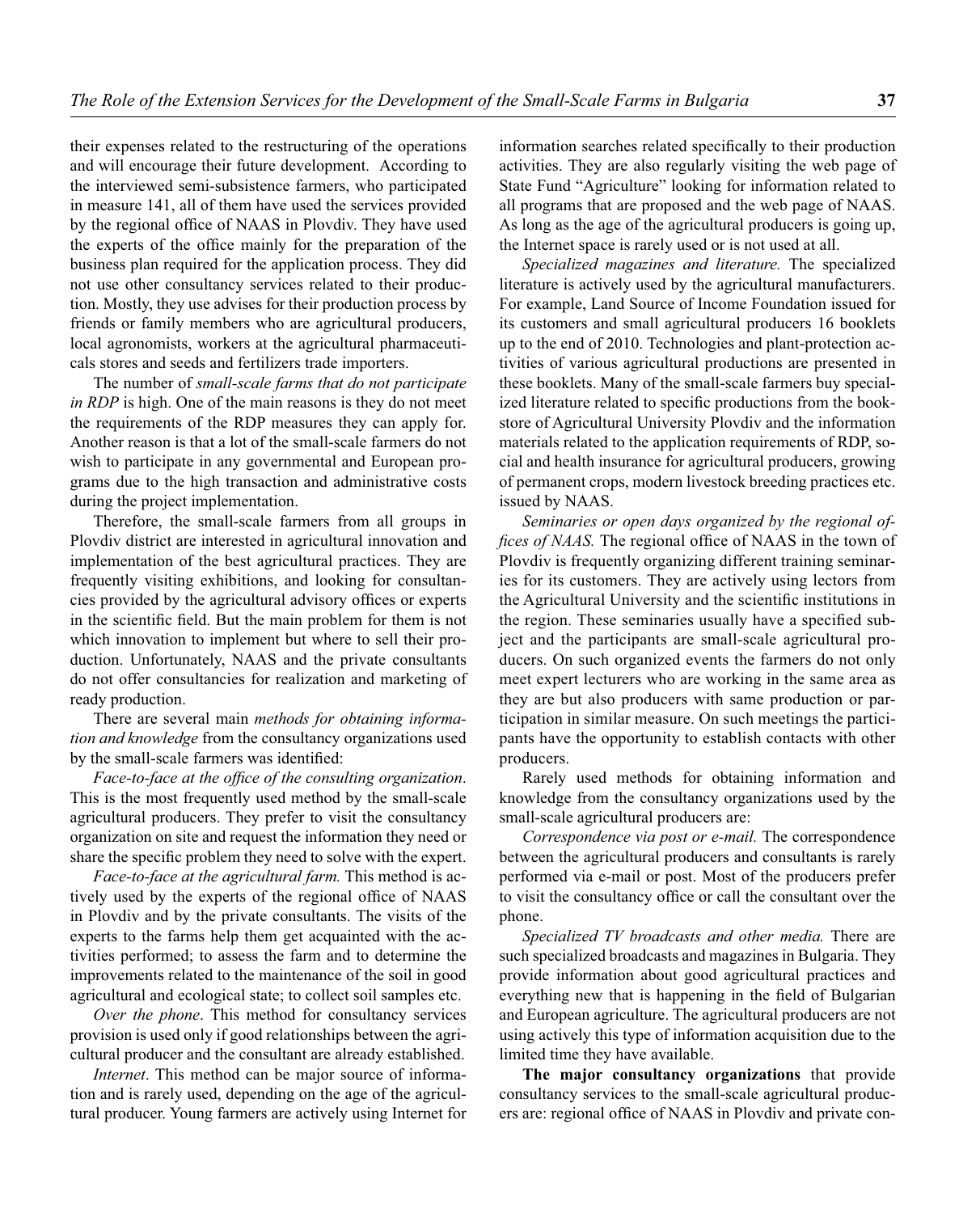their expenses related to the restructuring of the operations and will encourage their future development. According to the interviewed semi-subsistence farmers, who participated in measure 141, all of them have used the services provided by the regional office of NAAS in Plovdiv. They have used the experts of the office mainly for the preparation of the business plan required for the application process. They did not use other consultancy services related to their production. Mostly, they use advises for their production process by friends or family members who are agricultural producers, local agronomists, workers at the agricultural pharmaceuticals stores and seeds and fertilizers trade importers.

The number of *small-scale farms that do not participate in RDP* is high. One of the main reasons is they do not meet the requirements of the RDP measures they can apply for. Another reason is that a lot of the small-scale farmers do not wish to participate in any governmental and European programs due to the high transaction and administrative costs during the project implementation.

Therefore, the small-scale farmers from all groups in Plovdiv district are interested in agricultural innovation and implementation of the best agricultural practices. They are frequently visiting exhibitions, and looking for consultancies provided by the agricultural advisory offices or experts in the scientific field. But the main problem for them is not which innovation to implement but where to sell their production. Unfortunately, NAAS and the private consultants do not offer consultancies for realization and marketing of ready production.

There are several main *methods for obtaining information and knowledge* from the consultancy organizations used by the small-scale farmers was identified:

*Face-to-face at the office of the consulting organization*. This is the most frequently used method by the small-scale agricultural producers. They prefer to visit the consultancy organization on site and request the information they need or share the specific problem they need to solve with the expert.

*Face-to-face at the agricultural farm.* This method is actively used by the experts of the regional office of NAAS in Plovdiv and by the private consultants. The visits of the experts to the farms help them get acquainted with the activities performed; to assess the farm and to determine the improvements related to the maintenance of the soil in good agricultural and ecological state; to collect soil samples etc.

*Over the phone*. This method for consultancy services provision is used only if good relationships between the agricultural producer and the consultant are already established.

*Internet*. This method can be major source of information and is rarely used, depending on the age of the agricultural producer. Young farmers are actively using Internet for information searches related specifically to their production activities. They are also regularly visiting the web page of State Fund "Agriculture" looking for information related to all programs that are proposed and the web page of NAAS. As long as the age of the agricultural producers is going up, the Internet space is rarely used or is not used at all.

*Specialized magazines and literature.* The specialized literature is actively used by the agricultural manufacturers. For example, Land Source of Income Foundation issued for its customers and small agricultural producers 16 booklets up to the end of 2010. Technologies and plant-protection activities of various agricultural productions are presented in these booklets. Many of the small-scale farmers buy specialized literature related to specific productions from the bookstore of Agricultural University Plovdiv and the information materials related to the application requirements of RDP, social and health insurance for agricultural producers, growing of permanent crops, modern livestock breeding practices etc. issued by NAAS.

*Seminaries or open days organized by the regional offices of NAAS.* The regional office of NAAS in the town of Plovdiv is frequently organizing different training seminaries for its customers. They are actively using lectors from the Agricultural University and the scientific institutions in the region. These seminaries usually have a specified subject and the participants are small-scale agricultural producers. On such organized events the farmers do not only meet expert lecturers who are working in the same area as they are but also producers with same production or participation in similar measure. On such meetings the participants have the opportunity to establish contacts with other producers.

Rarely used methods for obtaining information and knowledge from the consultancy organizations used by the small-scale agricultural producers are:

*Correspondence via post or e-mail.* The correspondence between the agricultural producers and consultants is rarely performed via e-mail or post. Most of the producers prefer to visit the consultancy office or call the consultant over the phone.

*Specialized TV broadcasts and other media.* There are such specialized broadcasts and magazines in Bulgaria. They provide information about good agricultural practices and everything new that is happening in the field of Bulgarian and European agriculture. The agricultural producers are not using actively this type of information acquisition due to the limited time they have available.

**The major consultancy organizations** that provide consultancy services to the small-scale agricultural producers are: regional office of NAAS in Plovdiv and private con-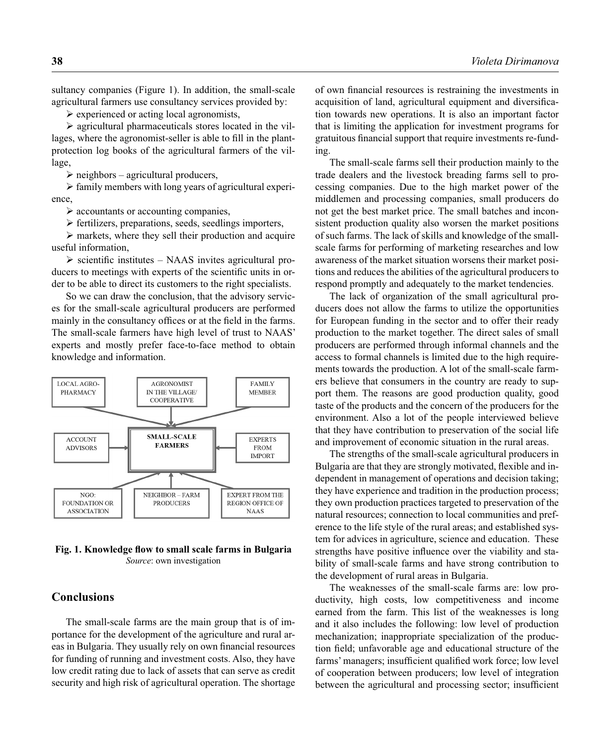sultancy companies (Figure 1). In addition, the small-scale agricultural farmers use consultancy services provided by:

- ➢ experienced or acting local agronomists,
- ➢ agricultural pharmaceuticals stores located in the villages, where the agronomist-seller is able to fill in the plant-protection log books of the agricultural farmers of the village,
- ➢ neighbors – agricultural producers,
- ➢ family members with long years of agricultural experience,
- ➢ accountants or accounting companies,
- ➢ fertilizers, preparations, seeds, seedlings importers,
- ➢ markets, where they sell their production and acquire useful information,
- ➢ scientific institutes – NAAS invites agricultural producers to meetings with experts of the scientific units in order to be able to direct its customers to the right specialists.

So we can draw the conclusion, that the advisory services for the small-scale agricultural producers are performed mainly in the consultancy offices or at the field in the farms. The small-scale farmers have high level of trust to NAAS' experts and mostly prefer face-to-face method to obtain knowledge and information.

LOCAL AGRO-PHARMACY | AGRONOMIST IN THE VILLAGE/ COOPERATIVE | FAMILY MEMBER | ACCOUNT ADVISORS | SMALL-SCALE FARMERS | EXPERTS FROM IMPORT | NGO: FOUNDATION OR ASSOCIATION | NEIGHBOR – FARM PRODUCERS | EXPERT FROM THE REGION OFFICE OF NAAS

**Fig. 1. Knowledge flow to small scale farms in Bulgaria**
*Source*: own investigation

## Conclusions

The small-scale farms are the main group that is of importance for the development of the agriculture and rural areas in Bulgaria. They usually rely on own financial resources for funding of running and investment costs. Also, they have low credit rating due to lack of assets that can serve as credit security and high risk of agricultural operation. The shortage of own financial resources is restraining the investments in acquisition of land, agricultural equipment and diversification towards new operations. It is also an important factor that is limiting the application for investment programs for gratuitous financial support that require investments re-funding.

The small-scale farms sell their production mainly to the trade dealers and the livestock breading farms sell to processing companies. Due to the high market power of the middlemen and processing companies, small producers do not get the best market price. The small batches and inconsistent production quality also worsen the market positions of such farms. The lack of skills and knowledge of the small-scale farms for performing of marketing researches and low awareness of the market situation worsens their market positions and reduces the abilities of the agricultural producers to respond promptly and adequately to the market tendencies.

The lack of organization of the small agricultural producers does not allow the farms to utilize the opportunities for European funding in the sector and to offer their ready production to the market together. The direct sales of small producers are performed through informal channels and the access to formal channels is limited due to the high requirements towards the production. A lot of the small-scale farmers believe that consumers in the country are ready to support them. The reasons are good production quality, good taste of the products and the concern of the producers for the environment. Also a lot of the people interviewed believe that they have contribution to preservation of the social life and improvement of economic situation in the rural areas.

The strengths of the small-scale agricultural producers in Bulgaria are that they are strongly motivated, flexible and independent in management of operations and decision taking; they have experience and tradition in the production process; they own production practices targeted to preservation of the natural resources; connection to local communities and preference to the life style of the rural areas; and established system for advices in agriculture, science and education. These strengths have positive influence over the viability and stability of small-scale farms and have strong contribution to the development of rural areas in Bulgaria.

The weaknesses of the small-scale farms are: low productivity, high costs, low competitiveness and income earned from the farm. This list of the weaknesses is long and it also includes the following: low level of production mechanization; inappropriate specialization of the production field; unfavorable age and educational structure of the farms' managers; insufficient qualified work force; low level of cooperation between producers; low level of integration between the agricultural and processing sector; insufficient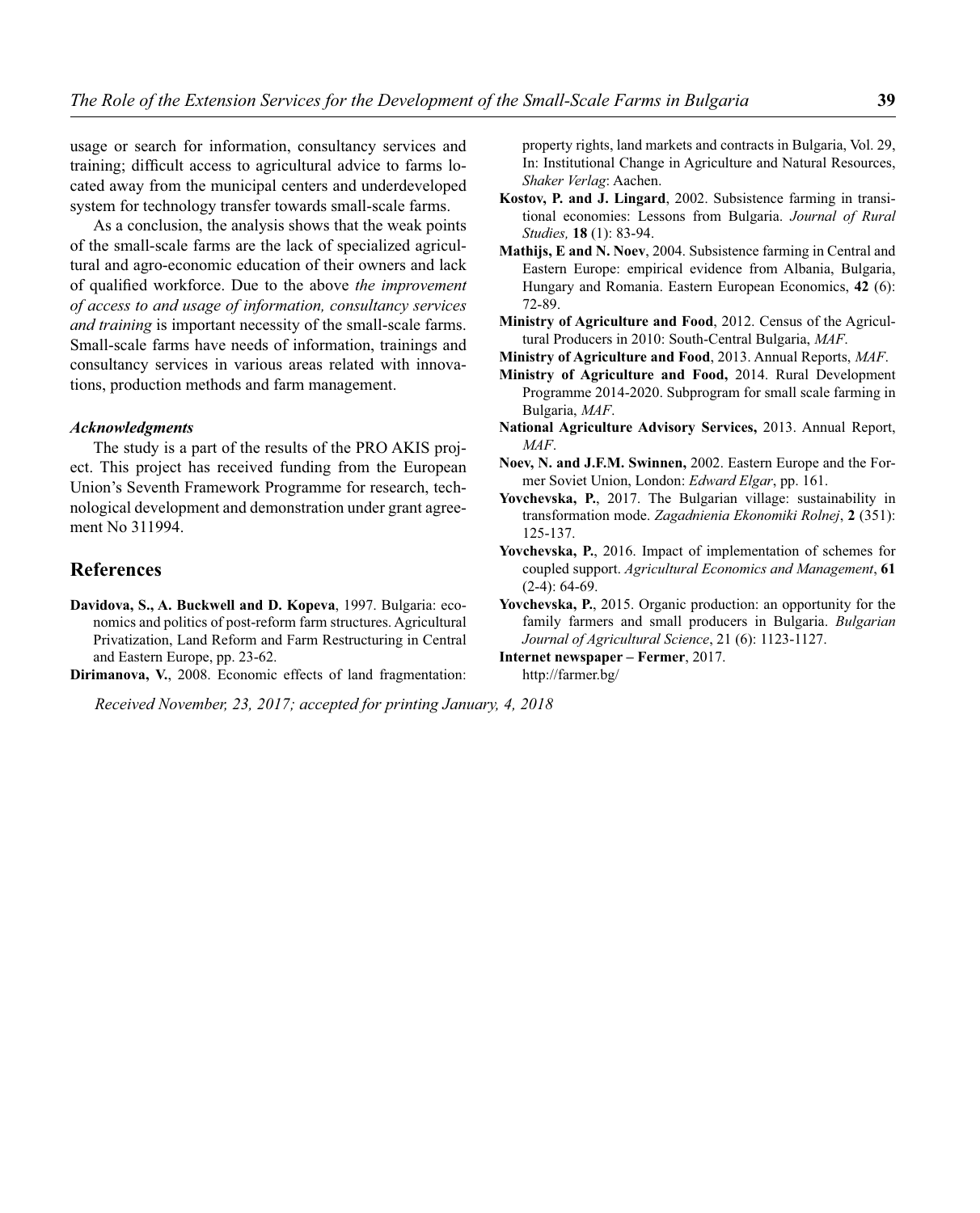usage or search for information, consultancy services and training; difficult access to agricultural advice to farms located away from the municipal centers and underdeveloped system for technology transfer towards small-scale farms.

As a conclusion, the analysis shows that the weak points of the small-scale farms are the lack of specialized agricultural and agro-economic education of their owners and lack of qualified workforce. Due to the above *the improvement of access to and usage of information, consultancy services and training* is important necessity of the small-scale farms. Small-scale farms have needs of information, trainings and consultancy services in various areas related with innovations, production methods and farm management.

### *Acknowledgments*

The study is a part of the results of the PRO AKIS project. This project has received funding from the European Union's Seventh Framework Programme for research, technological development and demonstration under grant agreement No 311994.

## References

**Davidova, S., A. Buckwell and D. Kopeva**, 1997. Bulgaria: economics and politics of post-reform farm structures. Agricultural Privatization, Land Reform and Farm Restructuring in Central and Eastern Europe, pp. 23-62.

**Dirimanova, V.**, 2008. Economic effects of land fragmentation: property rights, land markets and contracts in Bulgaria, Vol. 29, In: Institutional Change in Agriculture and Natural Resources, *Shaker Verlag*: Aachen.

**Kostov, P. and J. Lingard**, 2002. Subsistence farming in transitional economies: Lessons from Bulgaria. *Journal of Rural Studies,* **18** (1): 83-94.

**Mathijs, E and N. Noev**, 2004. Subsistence farming in Central and Eastern Europe: empirical evidence from Albania, Bulgaria, Hungary and Romania. Eastern European Economics, **42** (6): 72-89.

**Ministry of Agriculture and Food**, 2012. Census of the Agricultural Producers in 2010: South-Central Bulgaria, *MAF*.

**Ministry of Agriculture and Food**, 2013. Annual Reports, *MAF*.

**Ministry of Agriculture and Food,** 2014. Rural Development Programme 2014-2020. Subprogram for small scale farming in Bulgaria, *MAF*.

**National Agriculture Advisory Services,** 2013. Annual Report, *MAF*.

**Noev, N. and J.F.M. Swinnen,** 2002. Eastern Europe and the Former Soviet Union, London: *Edward Elgar*, pp. 161.

**Yovchevska, P.**, 2017. The Bulgarian village: sustainability in transformation mode. *Zagadnienia Ekonomiki Rolnej*, **2** (351): 125-137.

**Yovchevska, P.**, 2016. Impact of implementation of schemes for coupled support. *Agricultural Economics and Management*, **61** (2-4): 64-69.

**Yovchevska, P.**, 2015. Organic production: an opportunity for the family farmers and small producers in Bulgaria. *Bulgarian Journal of Agricultural Science*, 21 (6): 1123-1127.

**Internet newspaper – Fermer**, 2017. http://farmer.bg/

*Received November, 23, 2017; accepted for printing January, 4, 2018*